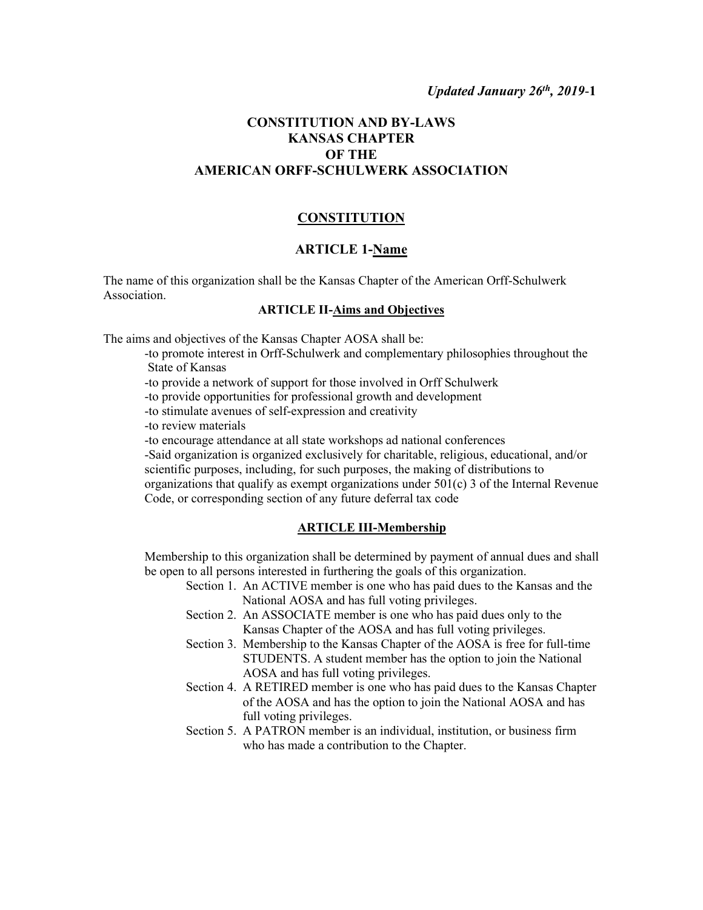*Updated January 26th, 2019*

# CONSTITUTION AND BY-LAWS KANSAS CHAPTER OF THE AMERICAN ORFF-SCHULWERK ASSOCIATION

## CONSTITUTION

### ARTICLE 1-Name

The name of this organization shall be the Kansas Chapter of the American Orff-Schulwerk Association.

### ARTICLE II-Aims and Objectives

The aims and objectives of the Kansas Chapter AOSA shall be:

-to promote interest in Orff-Schulwerk and complementary philosophies throughout the State of Kansas
-to provide a network of support for those involved in Orff Schulwerk
-to provide opportunities for professional growth and development
-to stimulate avenues of self-expression and creativity
-to review materials
-to encourage attendance at all state workshops ad national conferences
-Said organization is organized exclusively for charitable, religious, educational, and/or scientific purposes, including, for such purposes, the making of distributions to organizations that qualify as exempt organizations under 501(c) 3 of the Internal Revenue Code, or corresponding section of any future deferral tax code

### ARTICLE III-Membership

Membership to this organization shall be determined by payment of annual dues and shall be open to all persons interested in furthering the goals of this organization.

Section 1. An ACTIVE member is one who has paid dues to the Kansas and the National AOSA and has full voting privileges.

Section 2. An ASSOCIATE member is one who has paid dues only to the Kansas Chapter of the AOSA and has full voting privileges.

Section 3. Membership to the Kansas Chapter of the AOSA is free for full-time STUDENTS. A student member has the option to join the National AOSA and has full voting privileges.

Section 4. A RETIRED member is one who has paid dues to the Kansas Chapter of the AOSA and has the option to join the National AOSA and has full voting privileges.

Section 5. A PATRON member is an individual, institution, or business firm who has made a contribution to the Chapter.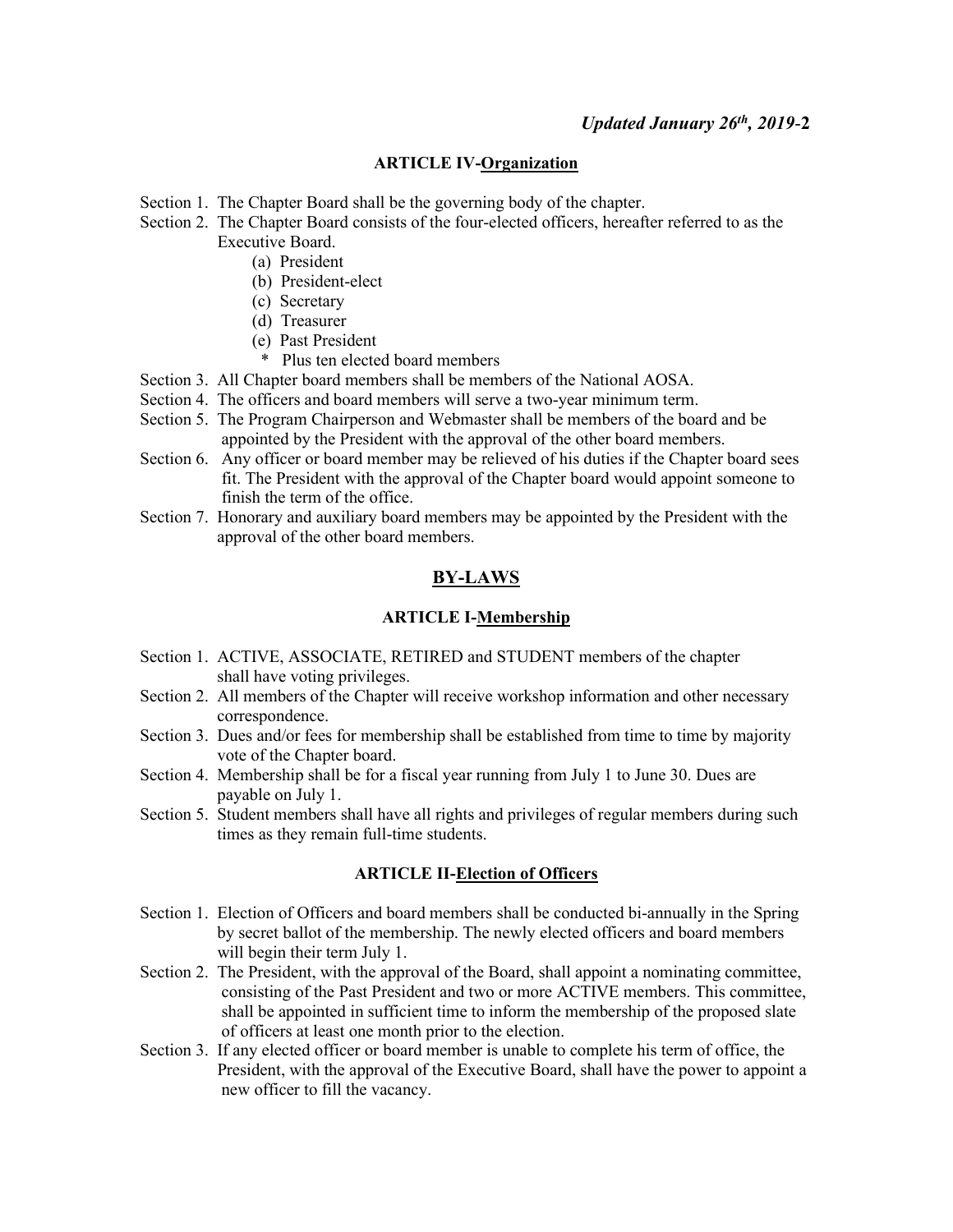### ARTICLE IV-Organization

Section 1. The Chapter Board shall be the governing body of the chapter.

Section 2. The Chapter Board consists of the four-elected officers, hereafter referred to as the Executive Board.

- (a) President
- (b) President-elect
- (c) Secretary
- (d) Treasurer
- (e) Past President
- * Plus ten elected board members

Section 3. All Chapter board members shall be members of the National AOSA.

Section 4. The officers and board members will serve a two-year minimum term.

Section 5. The Program Chairperson and Webmaster shall be members of the board and be appointed by the President with the approval of the other board members.

Section 6. Any officer or board member may be relieved of his duties if the Chapter board sees fit. The President with the approval of the Chapter board would appoint someone to finish the term of the office.

Section 7. Honorary and auxiliary board members may be appointed by the President with the approval of the other board members.

## BY-LAWS

### ARTICLE I-Membership

Section 1. ACTIVE, ASSOCIATE, RETIRED and STUDENT members of the chapter shall have voting privileges.

Section 2. All members of the Chapter will receive workshop information and other necessary correspondence.

Section 3. Dues and/or fees for membership shall be established from time to time by majority vote of the Chapter board.

Section 4. Membership shall be for a fiscal year running from July 1 to June 30. Dues are payable on July 1.

Section 5. Student members shall have all rights and privileges of regular members during such times as they remain full-time students.

### ARTICLE II-Election of Officers

Section 1. Election of Officers and board members shall be conducted bi-annually in the Spring by secret ballot of the membership. The newly elected officers and board members will begin their term July 1.

Section 2. The President, with the approval of the Board, shall appoint a nominating committee, consisting of the Past President and two or more ACTIVE members. This committee, shall be appointed in sufficient time to inform the membership of the proposed slate of officers at least one month prior to the election.

Section 3. If any elected officer or board member is unable to complete his term of office, the President, with the approval of the Executive Board, shall have the power to appoint a new officer to fill the vacancy.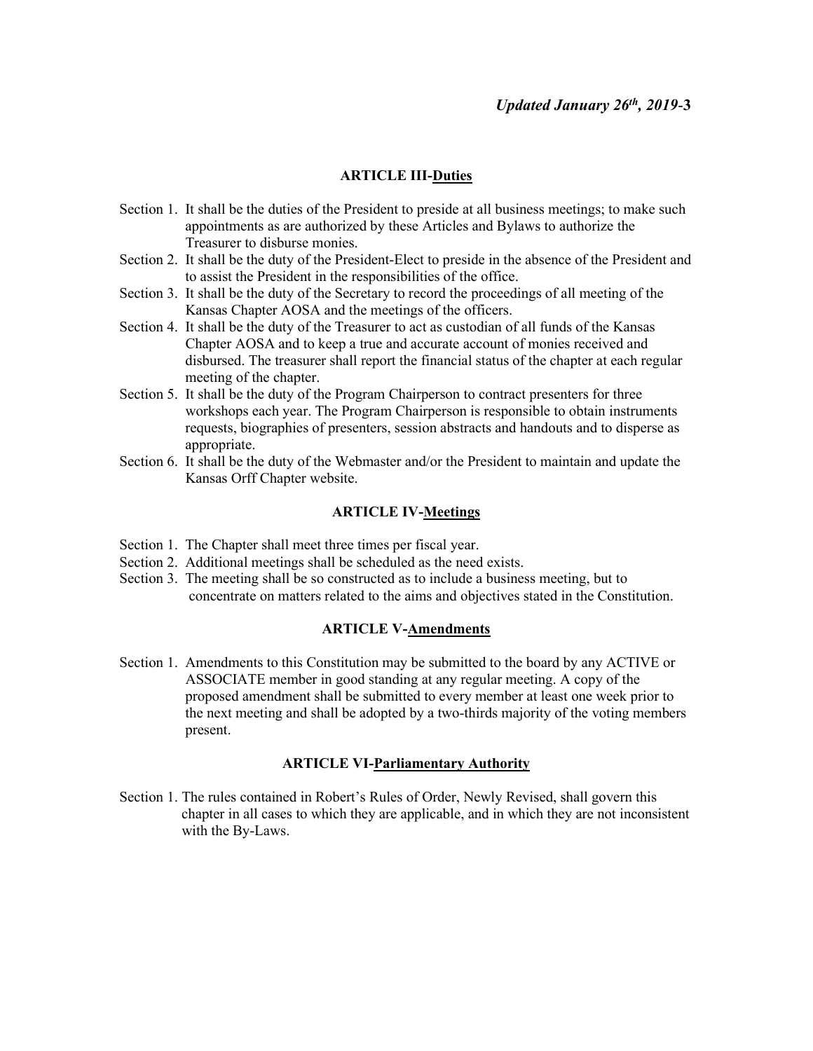## ARTICLE III-Duties

Section 1. It shall be the duties of the President to preside at all business meetings; to make such appointments as are authorized by these Articles and Bylaws to authorize the Treasurer to disburse monies.

Section 2. It shall be the duty of the President-Elect to preside in the absence of the President and to assist the President in the responsibilities of the office.

Section 3. It shall be the duty of the Secretary to record the proceedings of all meeting of the Kansas Chapter AOSA and the meetings of the officers.

Section 4. It shall be the duty of the Treasurer to act as custodian of all funds of the Kansas Chapter AOSA and to keep a true and accurate account of monies received and disbursed. The treasurer shall report the financial status of the chapter at each regular meeting of the chapter.

Section 5. It shall be the duty of the Program Chairperson to contract presenters for three workshops each year. The Program Chairperson is responsible to obtain instruments requests, biographies of presenters, session abstracts and handouts and to disperse as appropriate.

Section 6. It shall be the duty of the Webmaster and/or the President to maintain and update the Kansas Orff Chapter website.

## ARTICLE IV-Meetings

Section 1. The Chapter shall meet three times per fiscal year.

Section 2. Additional meetings shall be scheduled as the need exists.

Section 3. The meeting shall be so constructed as to include a business meeting, but to concentrate on matters related to the aims and objectives stated in the Constitution.

## ARTICLE V-Amendments

Section 1. Amendments to this Constitution may be submitted to the board by any ACTIVE or ASSOCIATE member in good standing at any regular meeting. A copy of the proposed amendment shall be submitted to every member at least one week prior to the next meeting and shall be adopted by a two-thirds majority of the voting members present.

## ARTICLE VI-Parliamentary Authority

Section 1. The rules contained in Robert's Rules of Order, Newly Revised, shall govern this chapter in all cases to which they are applicable, and in which they are not inconsistent with the By-Laws.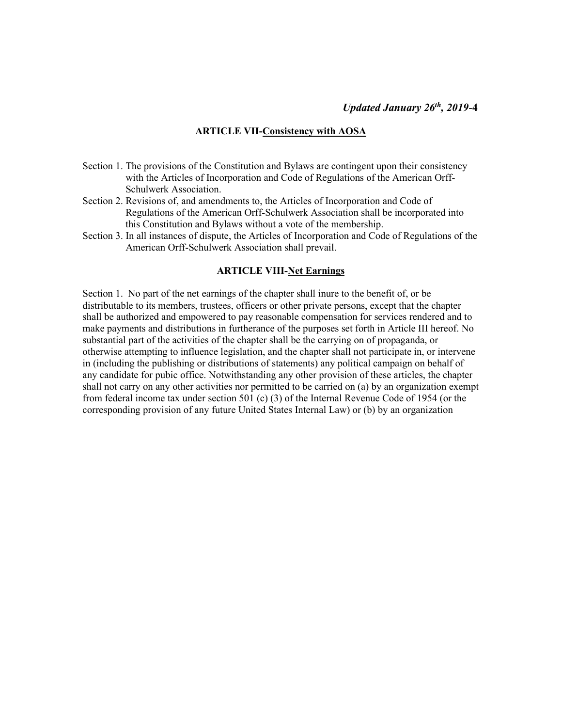### ARTICLE VII-Consistency with AOSA

Section 1. The provisions of the Constitution and Bylaws are contingent upon their consistency with the Articles of Incorporation and Code of Regulations of the American Orff-Schulwerk Association.

Section 2. Revisions of, and amendments to, the Articles of Incorporation and Code of Regulations of the American Orff-Schulwerk Association shall be incorporated into this Constitution and Bylaws without a vote of the membership.

Section 3. In all instances of dispute, the Articles of Incorporation and Code of Regulations of the American Orff-Schulwerk Association shall prevail.

### ARTICLE VIII-Net Earnings

Section 1. No part of the net earnings of the chapter shall inure to the benefit of, or be distributable to its members, trustees, officers or other private persons, except that the chapter shall be authorized and empowered to pay reasonable compensation for services rendered and to make payments and distributions in furtherance of the purposes set forth in Article III hereof. No substantial part of the activities of the chapter shall be the carrying on of propaganda, or otherwise attempting to influence legislation, and the chapter shall not participate in, or intervene in (including the publishing or distributions of statements) any political campaign on behalf of any candidate for pubic office. Notwithstanding any other provision of these articles, the chapter shall not carry on any other activities nor permitted to be carried on (a) by an organization exempt from federal income tax under section 501 (c) (3) of the Internal Revenue Code of 1954 (or the corresponding provision of any future United States Internal Law) or (b) by an organization